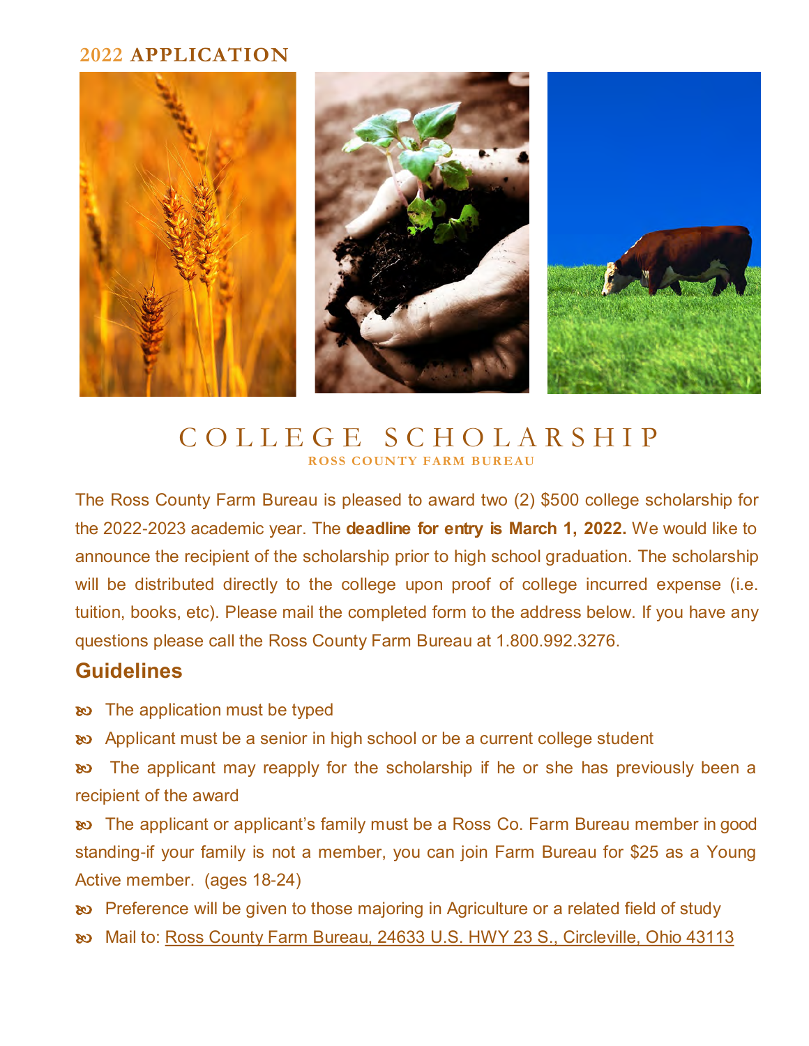2022 **APPLICATION**

# COLLEGE SCHOLARSHIP

**ROSS COUNTY FARM BUREAU**

The Ross County Farm Bureau is pleased to award two (2) $500 college scholarship for the 2022-2023 academic year. The **deadline for entry is March 1, 2022.** We would like to announce the recipient of the scholarship prior to high school graduation. The scholarship will be distributed directly to the college upon proof of college incurred expense (i.e. tuition, books, etc). Please mail the completed form to the address below. If you have any questions please call the Ross County Farm Bureau at 1.800.992.3276.

## Guidelines

- The application must be typed
- Applicant must be a senior in high school or be a current college student
- The applicant may reapply for the scholarship if he or she has previously been a recipient of the award
- The applicant or applicant's family must be a Ross Co. Farm Bureau member in good standing-if your family is not a member, you can join Farm Bureau for $25 as a Young Active member. (ages 18-24)
- Preference will be given to those majoring in Agriculture or a related field of study
- Mail to: Ross County Farm Bureau, 24633 U.S. HWY 23 S., Circleville, Ohio 43113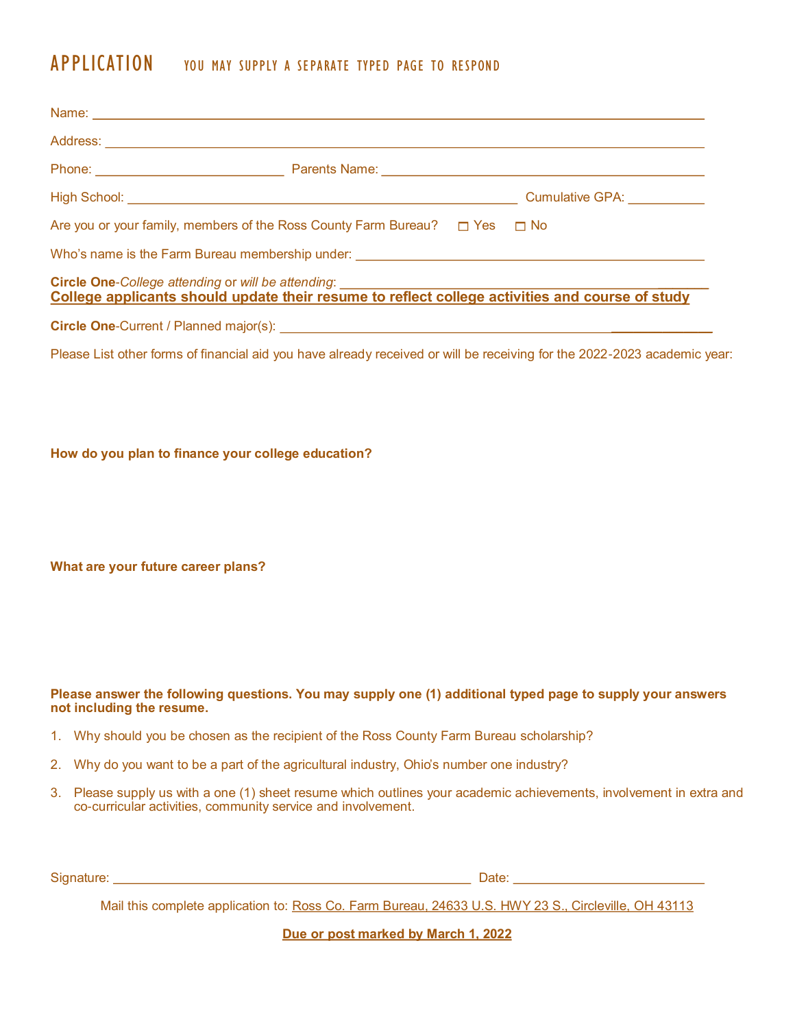# APPLICATION YOU MAY SUPPLY A SEPARATE TYPED PAGE TO RESPOND

Name: ______________________________________________________________________________

Address: ____________________________________________________________________________

Phone: ________________________ Parents Name: ________________________________________

High School: __________________________________________________ Cumulative GPA: __________

Are you or your family, members of the Ross County Farm Bureau? ☐ Yes ☐ No

Who's name is the Farm Bureau membership under: _____________________________________________

**Circle One**-*College attending* or *will be attending*: _____________________________________________

**College applicants should update their resume to reflect college activities and course of study**

**Circle One**-Current / Planned major(s): _____________________________________________

Please List other forms of financial aid you have already received or will be receiving for the 2022-2023 academic year:

**How do you plan to finance your college education?**

**What are your future career plans?**

**Please answer the following questions. You may supply one (1) additional typed page to supply your answers not including the resume.**

1. Why should you be chosen as the recipient of the Ross County Farm Bureau scholarship?
2. Why do you want to be a part of the agricultural industry, Ohio's number one industry?
3. Please supply us with a one (1) sheet resume which outlines your academic achievements, involvement in extra and co-curricular activities, community service and involvement.

Signature: _____________________________________________ Date: ________________________

Mail this complete application to: Ross Co. Farm Bureau, 24633 U.S. HWY 23 S., Circleville, OH 43113

**Due or post marked by March 1, 2022**